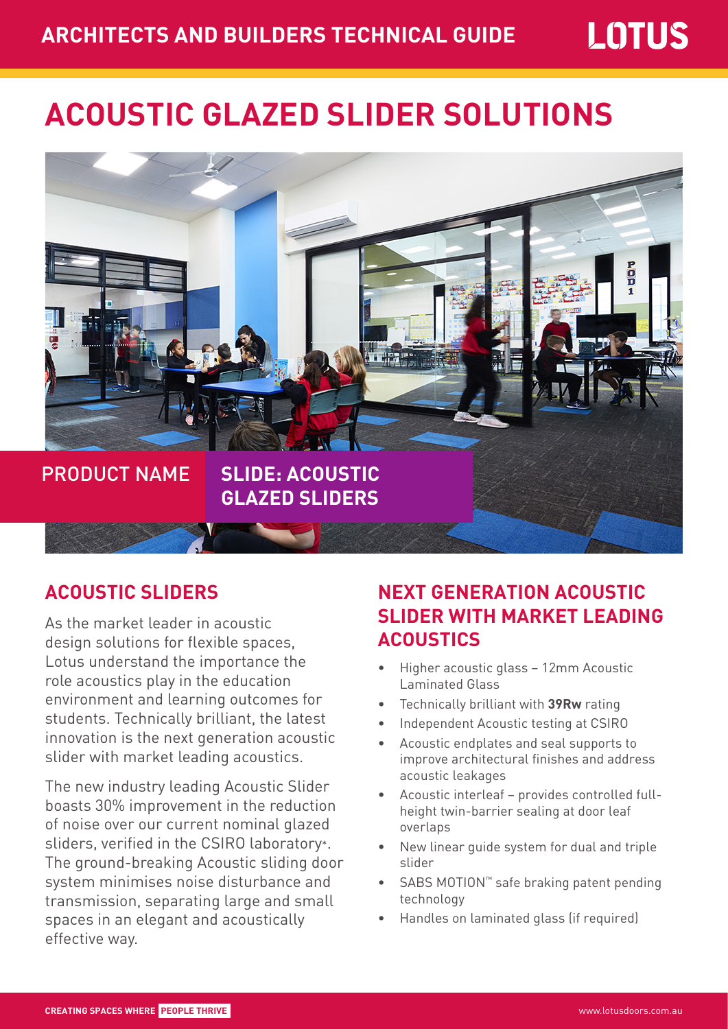# ACOUSTIC GLAZED SLIDER SOLUTIONS

PRODUCT NAME **SLIDE: ACOUSTIC GLAZED SLIDERS**

## ACOUSTIC SLIDERS

As the market leader in acoustic design solutions for flexible spaces, Lotus understand the importance the role acoustics play in the education environment and learning outcomes for students. Technically brilliant, the latest innovation is the next generation acoustic slider with market leading acoustics.

The new industry leading Acoustic Slider boasts 30% improvement in the reduction of noise over our current nominal glazed sliders, verified in the CSIRO laboratory*. The ground-breaking Acoustic sliding door system minimises noise disturbance and transmission, separating large and small spaces in an elegant and acoustically effective way.

## NEXT GENERATION ACOUSTIC SLIDER WITH MARKET LEADING ACOUSTICS

- Higher acoustic glass – 12mm Acoustic Laminated Glass
- Technically brilliant with **39Rw** rating
- Independent Acoustic testing at CSIRO
- Acoustic endplates and seal supports to improve architectural finishes and address acoustic leakages
- Acoustic interleaf – provides controlled full-height twin-barrier sealing at door leaf overlaps
- New linear guide system for dual and triple slider
- SABS MOTION™ safe braking patent pending technology
- Handles on laminated glass (if required)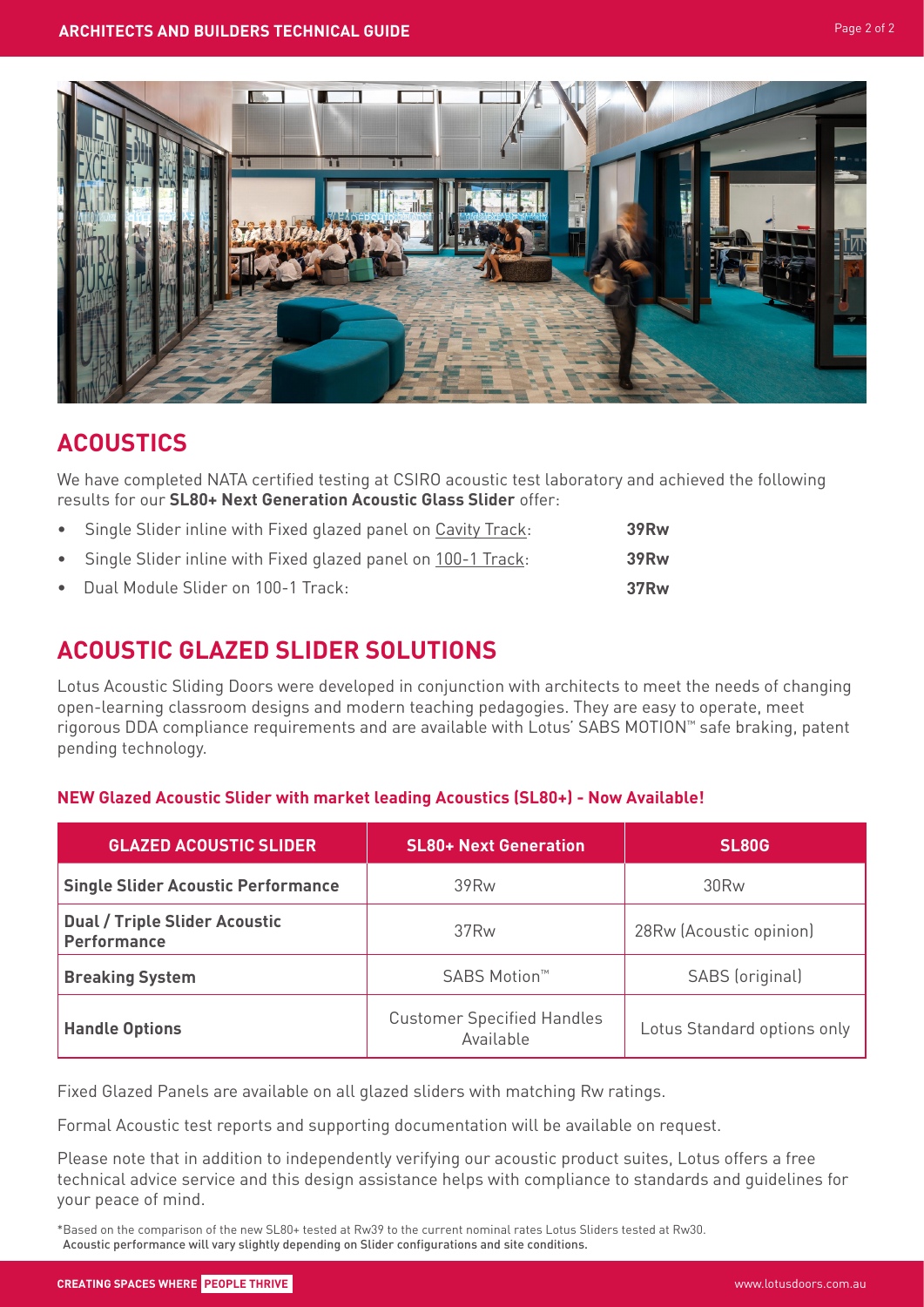## ACOUSTICS

We have completed NATA certified testing at CSIRO acoustic test laboratory and achieved the following results for our **SL80+ Next Generation Acoustic Glass Slider** offer:

- Single Slider inline with Fixed glazed panel on Cavity Track: **39Rw**
- Single Slider inline with Fixed glazed panel on 100-1 Track: **39Rw**
- Dual Module Slider on 100-1 Track: **37Rw**

## ACOUSTIC GLAZED SLIDER SOLUTIONS

Lotus Acoustic Sliding Doors were developed in conjunction with architects to meet the needs of changing open-learning classroom designs and modern teaching pedagogies. They are easy to operate, meet rigorous DDA compliance requirements and are available with Lotus' SABS MOTION™ safe braking, patent pending technology.

#### NEW Glazed Acoustic Slider with market leading Acoustics (SL80+) - Now Available!

| GLAZED ACOUSTIC SLIDER | SL80+ Next Generation | SL80G |
|---|---|---|
| **Single Slider Acoustic Performance** | 39Rw | 30Rw |
| **Dual / Triple Slider Acoustic Performance** | 37Rw | 28Rw (Acoustic opinion) |
| **Breaking System** | SABS Motion™ | SABS (original) |
| **Handle Options** | Customer Specified Handles Available | Lotus Standard options only |

Fixed Glazed Panels are available on all glazed sliders with matching Rw ratings.

Formal Acoustic test reports and supporting documentation will be available on request.

Please note that in addition to independently verifying our acoustic product suites, Lotus offers a free technical advice service and this design assistance helps with compliance to standards and guidelines for your peace of mind.

*Based on the comparison of the new SL80+ tested at Rw39 to the current nominal rates Lotus Sliders tested at Rw30.
Acoustic performance will vary slightly depending on Slider configurations and site conditions.